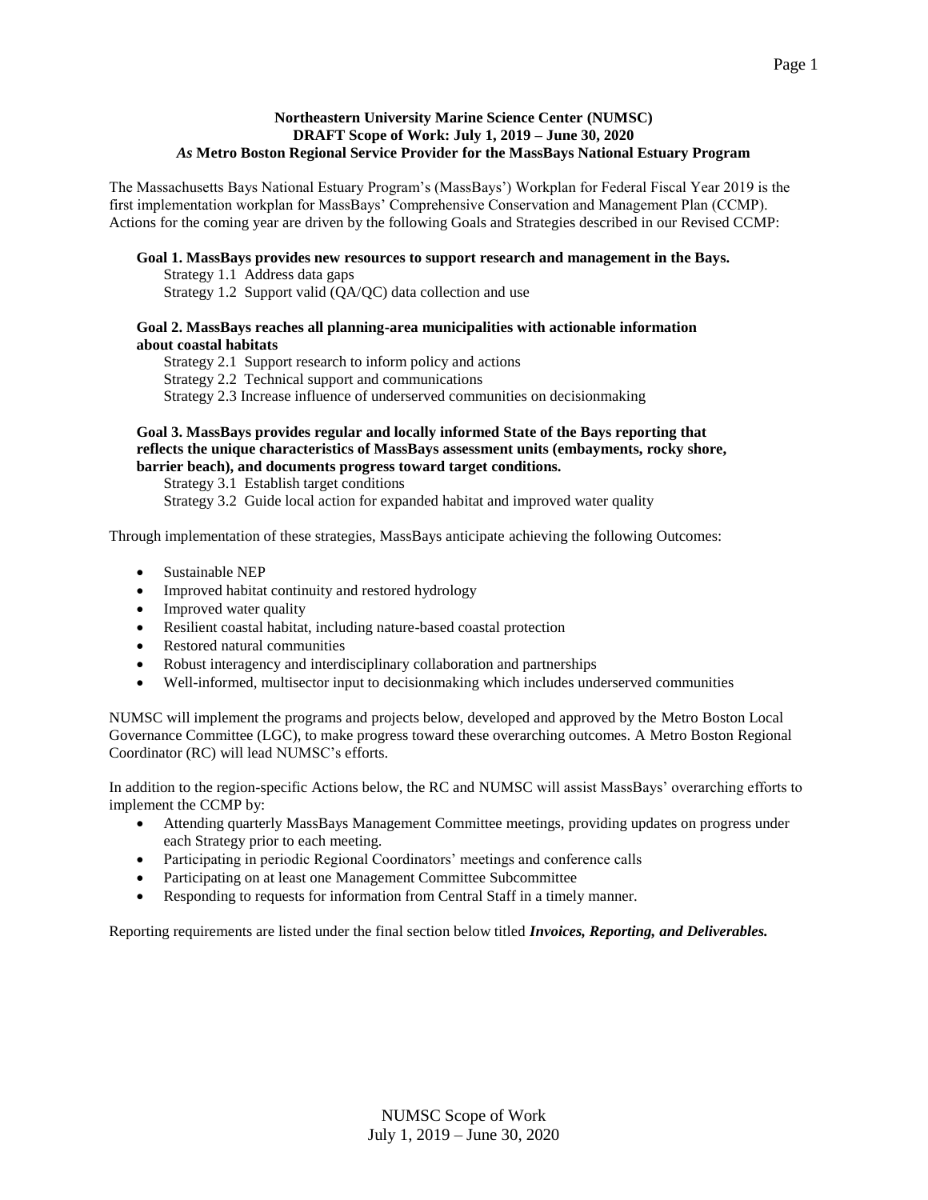**Northeastern University Marine Science Center (NUMSC)**
**DRAFT Scope of Work: July 1, 2019 – June 30, 2020**
***As* Metro Boston Regional Service Provider for the MassBays National Estuary Program**

The Massachusetts Bays National Estuary Program's (MassBays') Workplan for Federal Fiscal Year 2019 is the first implementation workplan for MassBays' Comprehensive Conservation and Management Plan (CCMP). Actions for the coming year are driven by the following Goals and Strategies described in our Revised CCMP:

**Goal 1. MassBays provides new resources to support research and management in the Bays.**
- Strategy 1.1 Address data gaps
- Strategy 1.2 Support valid (QA/QC) data collection and use

**Goal 2. MassBays reaches all planning-area municipalities with actionable information about coastal habitats**
- Strategy 2.1 Support research to inform policy and actions
- Strategy 2.2 Technical support and communications
- Strategy 2.3 Increase influence of underserved communities on decisionmaking

**Goal 3. MassBays provides regular and locally informed State of the Bays reporting that reflects the unique characteristics of MassBays assessment units (embayments, rocky shore, barrier beach), and documents progress toward target conditions.**
- Strategy 3.1 Establish target conditions
- Strategy 3.2 Guide local action for expanded habitat and improved water quality

Through implementation of these strategies, MassBays anticipate achieving the following Outcomes:

- Sustainable NEP
- Improved habitat continuity and restored hydrology
- Improved water quality
- Resilient coastal habitat, including nature-based coastal protection
- Restored natural communities
- Robust interagency and interdisciplinary collaboration and partnerships
- Well-informed, multisector input to decisionmaking which includes underserved communities

NUMSC will implement the programs and projects below, developed and approved by the Metro Boston Local Governance Committee (LGC), to make progress toward these overarching outcomes. A Metro Boston Regional Coordinator (RC) will lead NUMSC's efforts.

In addition to the region-specific Actions below, the RC and NUMSC will assist MassBays' overarching efforts to implement the CCMP by:

- Attending quarterly MassBays Management Committee meetings, providing updates on progress under each Strategy prior to each meeting.
- Participating in periodic Regional Coordinators' meetings and conference calls
- Participating on at least one Management Committee Subcommittee
- Responding to requests for information from Central Staff in a timely manner.

Reporting requirements are listed under the final section below titled ***Invoices, Reporting, and Deliverables.***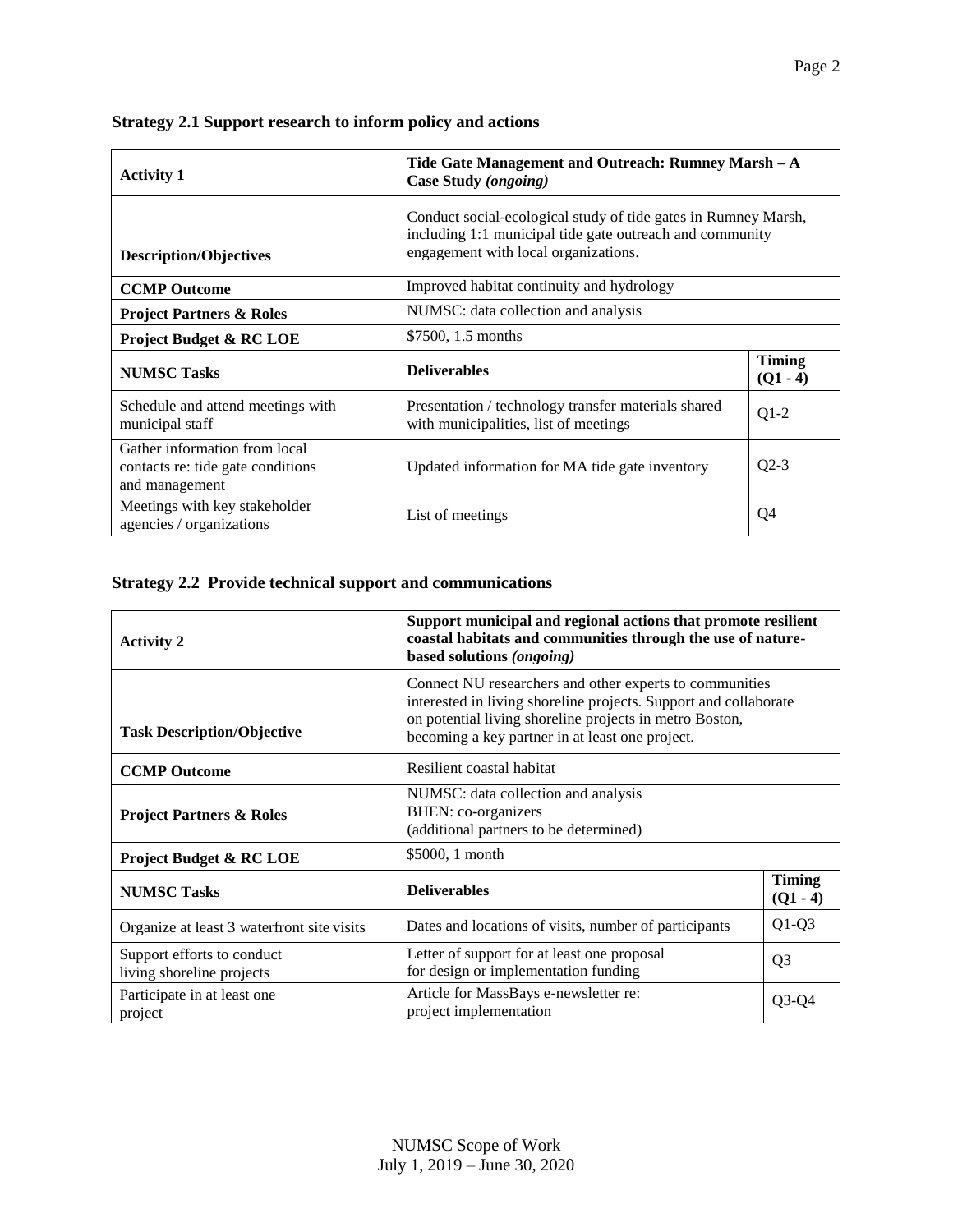### Strategy 2.1 Support research to inform policy and actions

| **Activity 1** | **Tide Gate Management and Outreach: Rumney Marsh – A Case Study *(ongoing)*** | |
|---|---|---|
| **Description/Objectives** | Conduct social-ecological study of tide gates in Rumney Marsh, including 1:1 municipal tide gate outreach and community engagement with local organizations. | |
| **CCMP Outcome** | Improved habitat continuity and hydrology | |
| **Project Partners & Roles** | NUMSC: data collection and analysis | |
| **Project Budget & RC LOE** | $7500, 1.5 months | |
| **NUMSC Tasks** | **Deliverables** | **Timing (Q1 - 4)** |
| Schedule and attend meetings with municipal staff | Presentation / technology transfer materials shared with municipalities, list of meetings | Q1-2 |
| Gather information from local contacts re: tide gate conditions and management | Updated information for MA tide gate inventory | Q2-3 |
| Meetings with key stakeholder agencies / organizations | List of meetings | Q4 |

### Strategy 2.2 Provide technical support and communications

| **Activity 2** | **Support municipal and regional actions that promote resilient coastal habitats and communities through the use of nature-based solutions *(ongoing)*** | |
|---|---|---|
| **Task Description/Objective** | Connect NU researchers and other experts to communities interested in living shoreline projects. Support and collaborate on potential living shoreline projects in metro Boston, becoming a key partner in at least one project. | |
| **CCMP Outcome** | Resilient coastal habitat | |
| **Project Partners & Roles** | NUMSC: data collection and analysis<br>BHEN: co-organizers<br>(additional partners to be determined) | |
| **Project Budget & RC LOE** | $5000, 1 month | |
| **NUMSC Tasks** | **Deliverables** | **Timing (Q1 - 4)** |
| Organize at least 3 waterfront site visits | Dates and locations of visits, number of participants | Q1-Q3 |
| Support efforts to conduct living shoreline projects | Letter of support for at least one proposal for design or implementation funding | Q3 |
| Participate in at least one project | Article for MassBays e-newsletter re: project implementation | Q3-Q4 |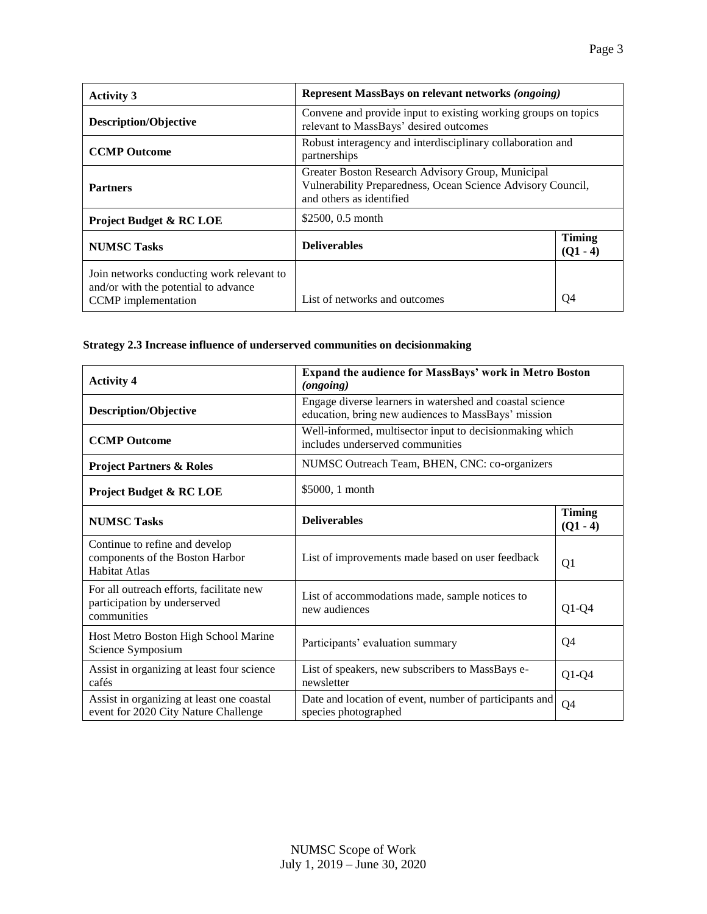| **Activity 3** | **Represent MassBays on relevant networks *(ongoing)*** | |
|---|---|---|
| **Description/Objective** | Convene and provide input to existing working groups on topics relevant to MassBays' desired outcomes | |
| **CCMP Outcome** | Robust interagency and interdisciplinary collaboration and partnerships | |
| **Partners** | Greater Boston Research Advisory Group, Municipal Vulnerability Preparedness, Ocean Science Advisory Council, and others as identified | |
| **Project Budget & RC LOE** | \$2500, 0.5 month | |
| **NUMSC Tasks** | **Deliverables** | **Timing (Q1 - 4)** |
| Join networks conducting work relevant to and/or with the potential to advance CCMP implementation | List of networks and outcomes | Q4 |

**Strategy 2.3 Increase influence of underserved communities on decisionmaking**

| **Activity 4** | **Expand the audience for MassBays' work in Metro Boston *(ongoing)*** | |
|---|---|---|
| **Description/Objective** | Engage diverse learners in watershed and coastal science education, bring new audiences to MassBays' mission | |
| **CCMP Outcome** | Well-informed, multisector input to decisionmaking which includes underserved communities | |
| **Project Partners & Roles** | NUMSC Outreach Team, BHEN, CNC: co-organizers | |
| **Project Budget & RC LOE** | \$5000, 1 month | |
| **NUMSC Tasks** | **Deliverables** | **Timing (Q1 - 4)** |
| Continue to refine and develop components of the Boston Harbor Habitat Atlas | List of improvements made based on user feedback | Q1 |
| For all outreach efforts, facilitate new participation by underserved communities | List of accommodations made, sample notices to new audiences | Q1-Q4 |
| Host Metro Boston High School Marine Science Symposium | Participants' evaluation summary | Q4 |
| Assist in organizing at least four science cafés | List of speakers, new subscribers to MassBays e-newsletter | Q1-Q4 |
| Assist in organizing at least one coastal event for 2020 City Nature Challenge | Date and location of event, number of participants and species photographed | Q4 |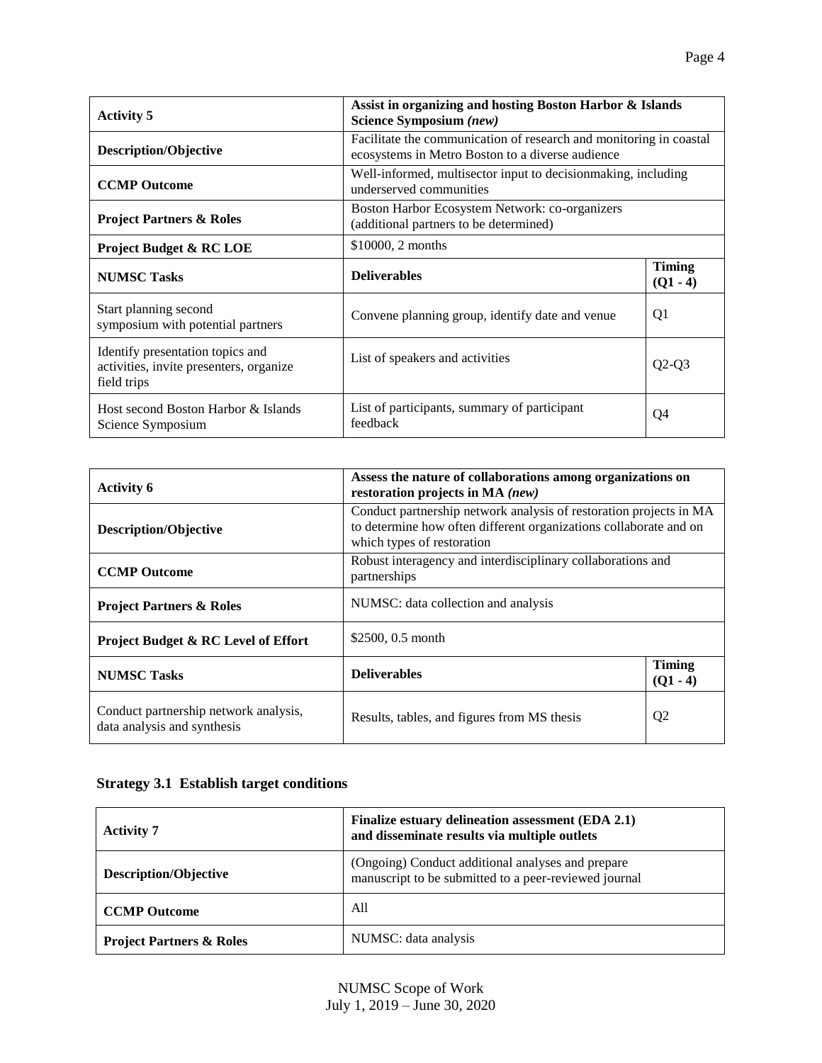| **Activity 5** | **Assist in organizing and hosting Boston Harbor & Islands Science Symposium *(new)*** | |
|---|---|---|
| **Description/Objective** | Facilitate the communication of research and monitoring in coastal ecosystems in Metro Boston to a diverse audience | |
| **CCMP Outcome** | Well-informed, multisector input to decisionmaking, including underserved communities | |
| **Project Partners & Roles** | Boston Harbor Ecosystem Network: co-organizers (additional partners to be determined) | |
| **Project Budget & RC LOE** | \$10000, 2 months | |
| **NUMSC Tasks** | **Deliverables** | **Timing (Q1 - 4)** |
| Start planning second symposium with potential partners | Convene planning group, identify date and venue | Q1 |
| Identify presentation topics and activities, invite presenters, organize field trips | List of speakers and activities | Q2-Q3 |
| Host second Boston Harbor & Islands Science Symposium | List of participants, summary of participant feedback | Q4 |

| **Activity 6** | **Assess the nature of collaborations among organizations on restoration projects in MA *(new)*** | |
|---|---|---|
| **Description/Objective** | Conduct partnership network analysis of restoration projects in MA to determine how often different organizations collaborate and on which types of restoration | |
| **CCMP Outcome** | Robust interagency and interdisciplinary collaborations and partnerships | |
| **Project Partners & Roles** | NUMSC: data collection and analysis | |
| **Project Budget & RC Level of Effort** | \$2500, 0.5 month | |
| **NUMSC Tasks** | **Deliverables** | **Timing (Q1 - 4)** |
| Conduct partnership network analysis, data analysis and synthesis | Results, tables, and figures from MS thesis | Q2 |

### Strategy 3.1 Establish target conditions

| **Activity 7** | **Finalize estuary delineation assessment (EDA 2.1) and disseminate results via multiple outlets** |
|---|---|
| **Description/Objective** | (Ongoing) Conduct additional analyses and prepare manuscript to be submitted to a peer-reviewed journal |
| **CCMP Outcome** | All |
| **Project Partners & Roles** | NUMSC: data analysis |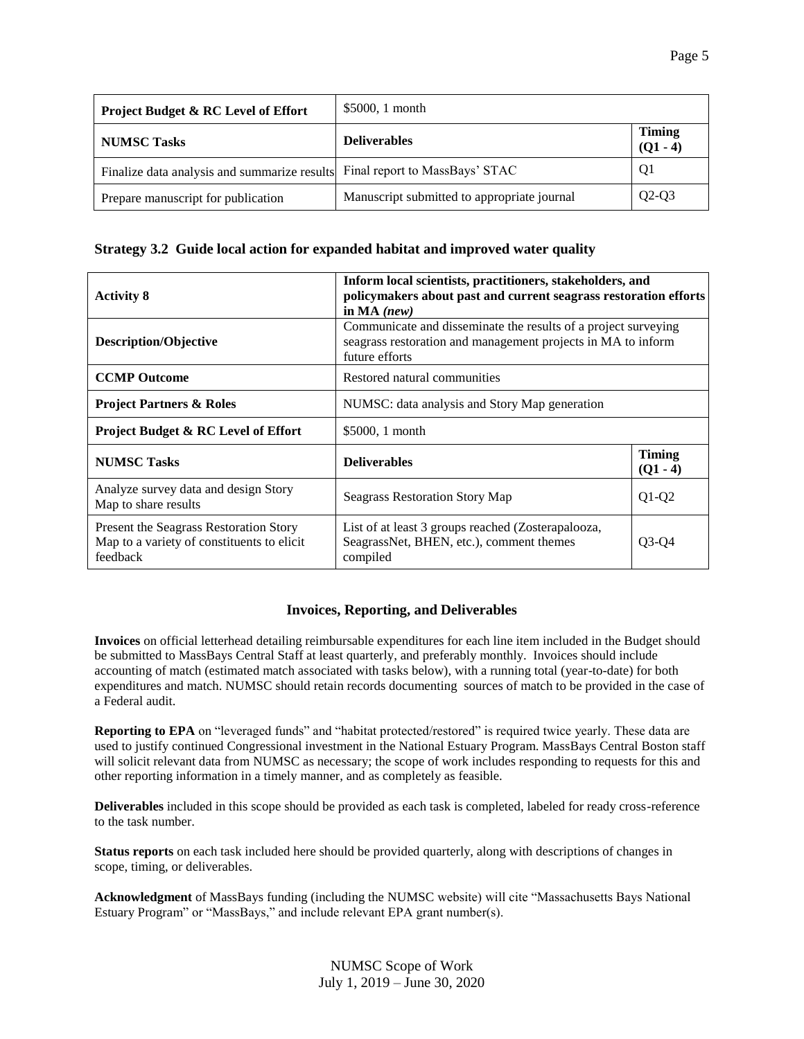| Project Budget & RC Level of Effort | $5000, 1 month | |
|---|---|---|
| **NUMSC Tasks** | **Deliverables** | **Timing (Q1 - 4)** |
| Finalize data analysis and summarize results | Final report to MassBays' STAC | Q1 |
| Prepare manuscript for publication | Manuscript submitted to appropriate journal | Q2-Q3 |

### Strategy 3.2 Guide local action for expanded habitat and improved water quality

| Activity 8 | Inform local scientists, practitioners, stakeholders, and policymakers about past and current seagrass restoration efforts in MA *(new)* | |
|---|---|---|
| **Description/Objective** | Communicate and disseminate the results of a project surveying seagrass restoration and management projects in MA to inform future efforts | |
| **CCMP Outcome** | Restored natural communities | |
| **Project Partners & Roles** | NUMSC: data analysis and Story Map generation | |
| **Project Budget & RC Level of Effort** | $5000, 1 month | |
| **NUMSC Tasks** | **Deliverables** | **Timing (Q1 - 4)** |
| Analyze survey data and design Story Map to share results | Seagrass Restoration Story Map | Q1-Q2 |
| Present the Seagrass Restoration Story Map to a variety of constituents to elicit feedback | List of at least 3 groups reached (Zosterapalooza, SeagrassNet, BHEN, etc.), comment themes compiled | Q3-Q4 |

## Invoices, Reporting, and Deliverables

**Invoices** on official letterhead detailing reimbursable expenditures for each line item included in the Budget should be submitted to MassBays Central Staff at least quarterly, and preferably monthly. Invoices should include accounting of match (estimated match associated with tasks below), with a running total (year-to-date) for both expenditures and match. NUMSC should retain records documenting sources of match to be provided in the case of a Federal audit.

**Reporting to EPA** on "leveraged funds" and "habitat protected/restored" is required twice yearly. These data are used to justify continued Congressional investment in the National Estuary Program. MassBays Central Boston staff will solicit relevant data from NUMSC as necessary; the scope of work includes responding to requests for this and other reporting information in a timely manner, and as completely as feasible.

**Deliverables** included in this scope should be provided as each task is completed, labeled for ready cross-reference to the task number.

**Status reports** on each task included here should be provided quarterly, along with descriptions of changes in scope, timing, or deliverables.

**Acknowledgment** of MassBays funding (including the NUMSC website) will cite "Massachusetts Bays National Estuary Program" or "MassBays," and include relevant EPA grant number(s).